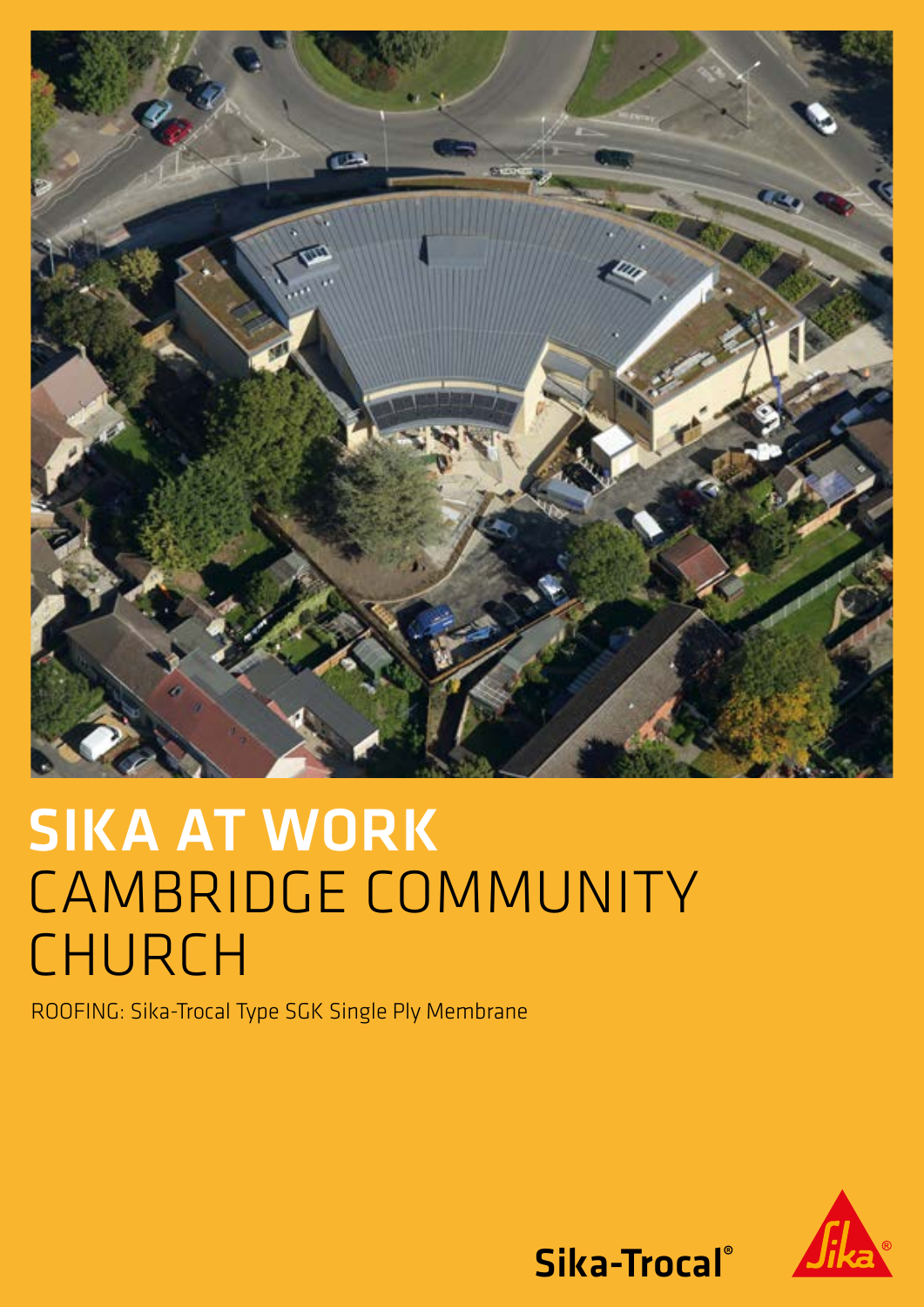# SIKA AT WORK
# CAMBRIDGE COMMUNITY CHURCH

ROOFING: Sika-Trocal Type SGK Single Ply Membrane

Sika-Trocal®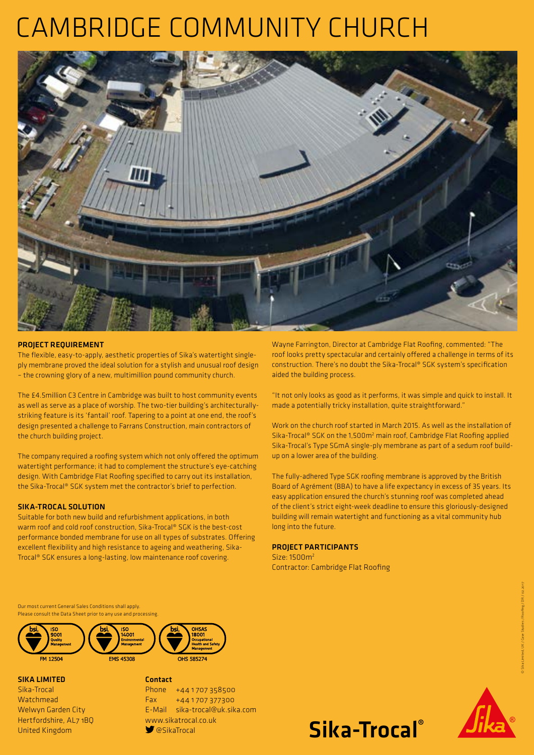# CAMBRIDGE COMMUNITY CHURCH

## PROJECT REQUIREMENT

The flexible, easy-to-apply, aesthetic properties of Sika's watertight single-ply membrane proved the ideal solution for a stylish and unusual roof design – the crowning glory of a new, multimillion pound community church.

The £4.5million C3 Centre in Cambridge was built to host community events as well as serve as a place of worship. The two-tier building's architecturally-striking feature is its 'fantail' roof. Tapering to a point at one end, the roof's design presented a challenge to Farrans Construction, main contractors of the church building project.

The company required a roofing system which not only offered the optimum watertight performance; it had to complement the structure's eye-catching design. With Cambridge Flat Roofing specified to carry out its installation, the Sika-Trocal® SGK system met the contractor's brief to perfection.

## SIKA-TROCAL SOLUTION

Suitable for both new build and refurbishment applications, in both warm roof and cold roof construction, Sika-Trocal® SGK is the best-cost performance bonded membrane for use on all types of substrates. Offering excellent flexibility and high resistance to ageing and weathering, Sika-Trocal® SGK ensures a long-lasting, low maintenance roof covering.

Wayne Farrington, Director at Cambridge Flat Roofing, commented: "The roof looks pretty spectacular and certainly offered a challenge in terms of its construction. There's no doubt the Sika-Trocal® SGK system's specification aided the building process.

"It not only looks as good as it performs, it was simple and quick to install. It made a potentially tricky installation, quite straightforward."

Work on the church roof started in March 2015. As well as the installation of Sika-Trocal® SGK on the 1,500m$^2$ main roof, Cambridge Flat Roofing applied Sika-Trocal's Type SGmA single-ply membrane as part of a sedum roof build-up on a lower area of the building.

The fully-adhered Type SGK roofing membrane is approved by the British Board of Agrément (BBA) to have a life expectancy in excess of 35 years. Its easy application ensured the church's stunning roof was completed ahead of the client's strict eight-week deadline to ensure this gloriously-designed building will remain watertight and functioning as a vital community hub long into the future.

## PROJECT PARTICIPANTS

Size: 1500m$^2$
Contractor: Cambridge Flat Roofing

Our most current General Sales Conditions shall apply.
Please consult the Data Sheet prior to any use and processing.

ISO 9001 Quality Management FM 12504
ISO 14001 Environmental Management EMS 45308
OHSAS 18001 Occupational Health and Safety Management OHS 585274

**SIKA LIMITED**
Sika-Trocal
Watchmead
Welwyn Garden City
Hertfordshire, AL7 1BQ
United Kingdom

**Contact**
Phone +44 1707 358500
Fax +44 1707 377300
E-Mail sika-trocal@uk.sika.com
www.sikatrocal.co.uk
@SikaTrocal

Sika-Trocal®

© Sika Limited, UK / Case Studies /Roofing / DR / 02.2017